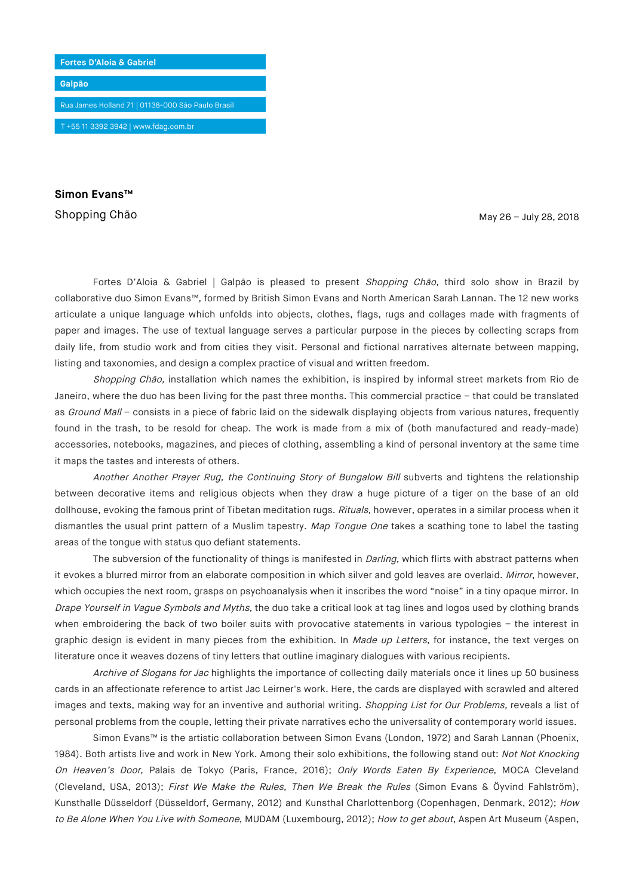Fortes D'Aloia & Gabriel

Galpão

Rua James Holland 71 | 01138-000 São Paulo Brasil

T +55 11 3392 3942 | www.fdag.com.br

**Simon Evans™**

Shopping Chão

May 26 – July 28, 2018

Fortes D'Aloia & Gabriel | Galpão is pleased to present *Shopping Chão,* third solo show in Brazil by collaborative duo Simon Evans™, formed by British Simon Evans and North American Sarah Lannan. The 12 new works articulate a unique language which unfolds into objects, clothes, flags, rugs and collages made with fragments of paper and images. The use of textual language serves a particular purpose in the pieces by collecting scraps from daily life, from studio work and from cities they visit. Personal and fictional narratives alternate between mapping, listing and taxonomies, and design a complex practice of visual and written freedom.

*Shopping Chão,* installation which names the exhibition, is inspired by informal street markets from Rio de Janeiro, where the duo has been living for the past three months. This commercial practice – that could be translated as *Ground Mall* – consists in a piece of fabric laid on the sidewalk displaying objects from various natures, frequently found in the trash, to be resold for cheap. The work is made from a mix of (both manufactured and ready-made) accessories, notebooks, magazines, and pieces of clothing, assembling a kind of personal inventory at the same time it maps the tastes and interests of others.

*Another Another Prayer Rug, the Continuing Story of Bungalow Bill* subverts and tightens the relationship between decorative items and religious objects when they draw a huge picture of a tiger on the base of an old dollhouse, evoking the famous print of Tibetan meditation rugs. *Rituals,* however, operates in a similar process when it dismantles the usual print pattern of a Muslim tapestry. *Map Tongue One* takes a scathing tone to label the tasting areas of the tongue with status quo defiant statements.

The subversion of the functionality of things is manifested in *Darling,* which flirts with abstract patterns when it evokes a blurred mirror from an elaborate composition in which silver and gold leaves are overlaid. *Mirror*, however, which occupies the next room, grasps on psychoanalysis when it inscribes the word "noise" in a tiny opaque mirror. In *Drape Yourself in Vague Symbols and Myths,* the duo take a critical look at tag lines and logos used by clothing brands when embroidering the back of two boiler suits with provocative statements in various typologies – the interest in graphic design is evident in many pieces from the exhibition. In *Made up Letters,* for instance, the text verges on literature once it weaves dozens of tiny letters that outline imaginary dialogues with various recipients.

*Archive of Slogans for Jac* highlights the importance of collecting daily materials once it lines up 50 business cards in an affectionate reference to artist Jac Leirner's work. Here, the cards are displayed with scrawled and altered images and texts, making way for an inventive and authorial writing. *Shopping List for Our Problems,* reveals a list of personal problems from the couple, letting their private narratives echo the universality of contemporary world issues.

Simon Evans™ is the artistic collaboration between Simon Evans (London, 1972) and Sarah Lannan (Phoenix, 1984). Both artists live and work in New York. Among their solo exhibitions, the following stand out: *Not Not Knocking On Heaven's Door*, Palais de Tokyo (Paris, France, 2016); *Only Words Eaten By Experience*, MOCA Cleveland (Cleveland, USA, 2013); *First We Make the Rules, Then We Break the Rules* (Simon Evans & Öyvind Fahlström), Kunsthalle Düsseldorf (Düsseldorf, Germany, 2012) and Kunsthal Charlottenborg (Copenhagen, Denmark, 2012); *How to Be Alone When You Live with Someone*, MUDAM (Luxembourg, 2012); *How to get about*, Aspen Art Museum (Aspen,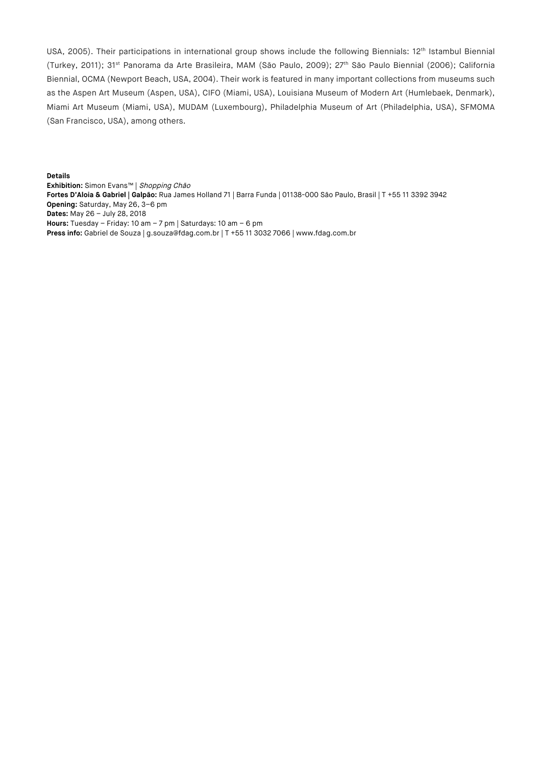USA, 2005). Their participations in international group shows include the following Biennials: 12th Istambul Biennial (Turkey, 2011); 31st Panorama da Arte Brasileira, MAM (São Paulo, 2009); 27th São Paulo Biennial (2006); California Biennial, OCMA (Newport Beach, USA, 2004). Their work is featured in many important collections from museums such as the Aspen Art Museum (Aspen, USA), CIFO (Miami, USA), Louisiana Museum of Modern Art (Humlebaek, Denmark), Miami Art Museum (Miami, USA), MUDAM (Luxembourg), Philadelphia Museum of Art (Philadelphia, USA), SFMOMA (San Francisco, USA), among others.

**Details**
**Exhibition:** Simon Evans™ | *Shopping Chão*
**Fortes D'Aloia & Gabriel | Galpão:** Rua James Holland 71 | Barra Funda | 01138-000 São Paulo, Brasil | T +55 11 3392 3942
**Opening:** Saturday, May 26, 3–6 pm
**Dates:** May 26 – July 28, 2018
**Hours:** Tuesday – Friday: 10 am – 7 pm | Saturdays: 10 am – 6 pm
**Press info:** Gabriel de Souza | g.souza@fdag.com.br | T +55 11 3032 7066 | www.fdag.com.br